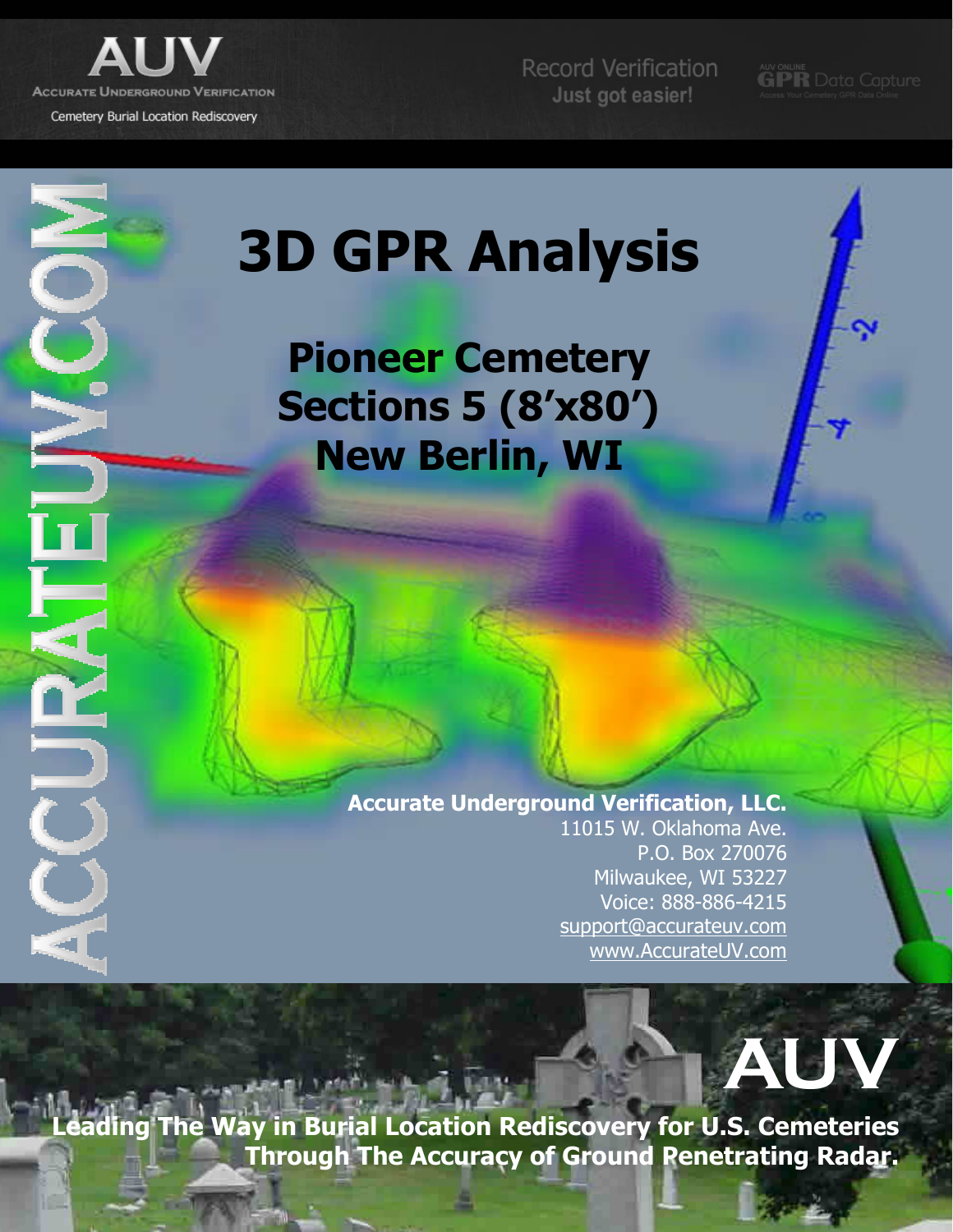# AUV

Accurate Underground Verification

Cemetery Burial Location Rediscovery

Record Verification
Just got easier!

AUV ONLINE GPR Data Capture

ACCURATEUV.COM

# 3D GPR Analysis

## Pioneer Cemetery
## Sections 5 (8'x80')
## New Berlin, WI

**Accurate Underground Verification, LLC.**
11015 W. Oklahoma Ave.
P.O. Box 270076
Milwaukee, WI 53227
Voice: 888-886-4215
support@accurateuv.com
www.AccurateUV.com

AUV

**Leading The Way in Burial Location Rediscovery for U.S. Cemeteries Through The Accuracy of Ground Penetrating Radar.**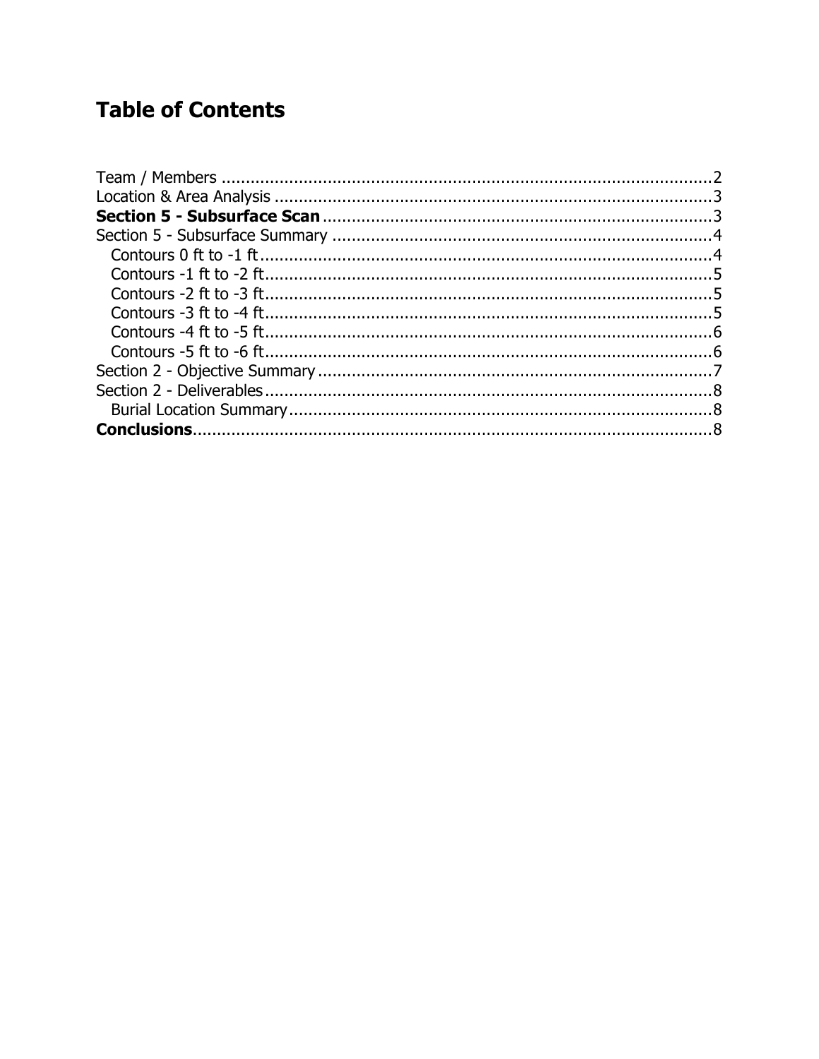# Table of Contents

Team / Members ........................................................................................................2
Location & Area Analysis ...........................................................................................3
**Section 5 - Subsurface Scan** ..................................................................................3
Section 5 - Subsurface Summary ...............................................................................4
  Contours 0 ft to -1 ft ..............................................................................................4
  Contours -1 ft to -2 ft .............................................................................................5
  Contours -2 ft to -3 ft .............................................................................................5
  Contours -3 ft to -4 ft .............................................................................................5
  Contours -4 ft to -5 ft .............................................................................................6
  Contours -5 ft to -6 ft .............................................................................................6
Section 2 - Objective Summary ..................................................................................7
Section 2 - Deliverables .............................................................................................8
  Burial Location Summary ........................................................................................8
**Conclusions** ...........................................................................................................8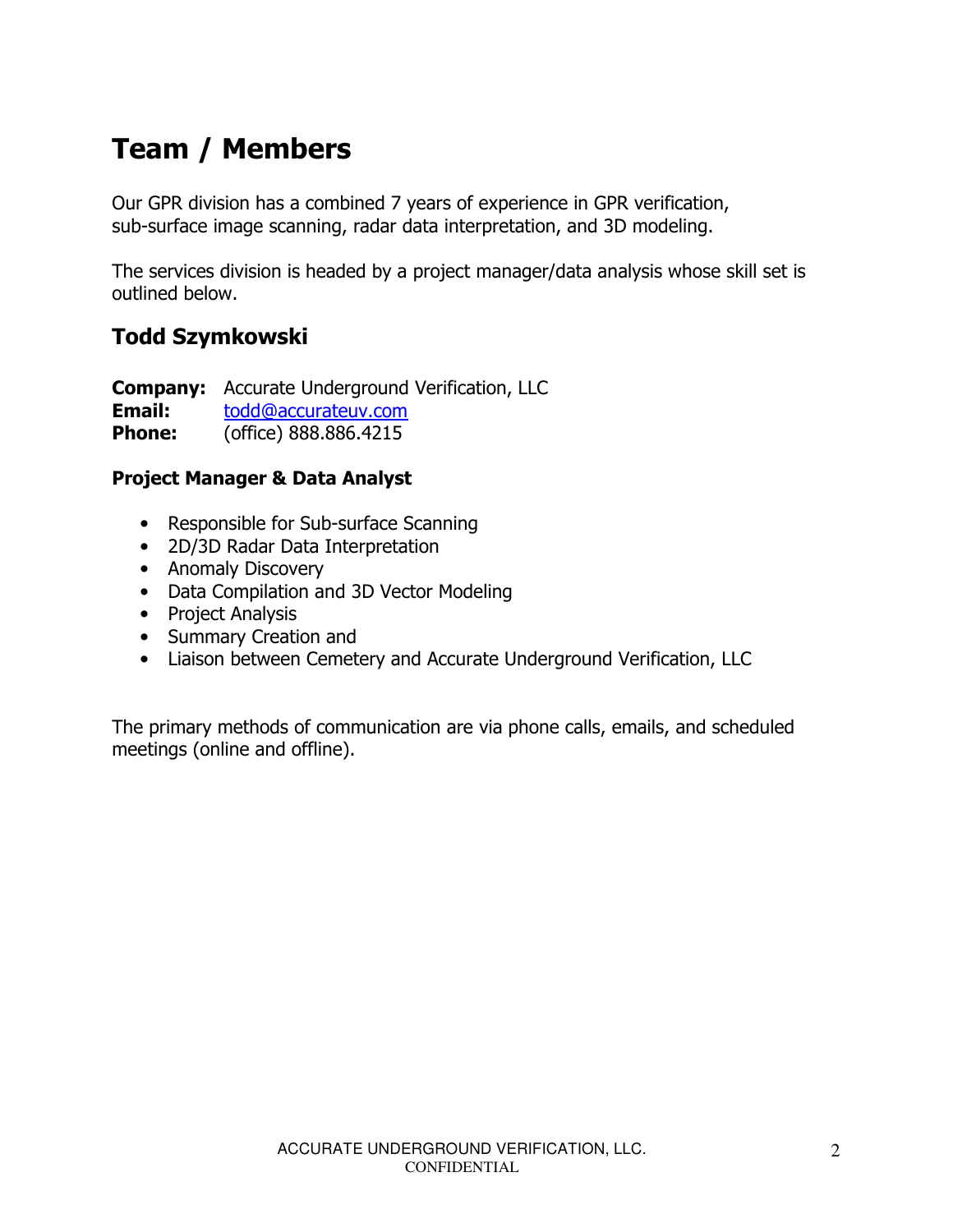# Team / Members

Our GPR division has a combined 7 years of experience in GPR verification, sub-surface image scanning, radar data interpretation, and 3D modeling.

The services division is headed by a project manager/data analysis whose skill set is outlined below.

## Todd Szymkowski

**Company:** Accurate Underground Verification, LLC
**Email:** todd@accurateuv.com
**Phone:** (office) 888.886.4215

### Project Manager & Data Analyst

- Responsible for Sub-surface Scanning
- 2D/3D Radar Data Interpretation
- Anomaly Discovery
- Data Compilation and 3D Vector Modeling
- Project Analysis
- Summary Creation and
- Liaison between Cemetery and Accurate Underground Verification, LLC

The primary methods of communication are via phone calls, emails, and scheduled meetings (online and offline).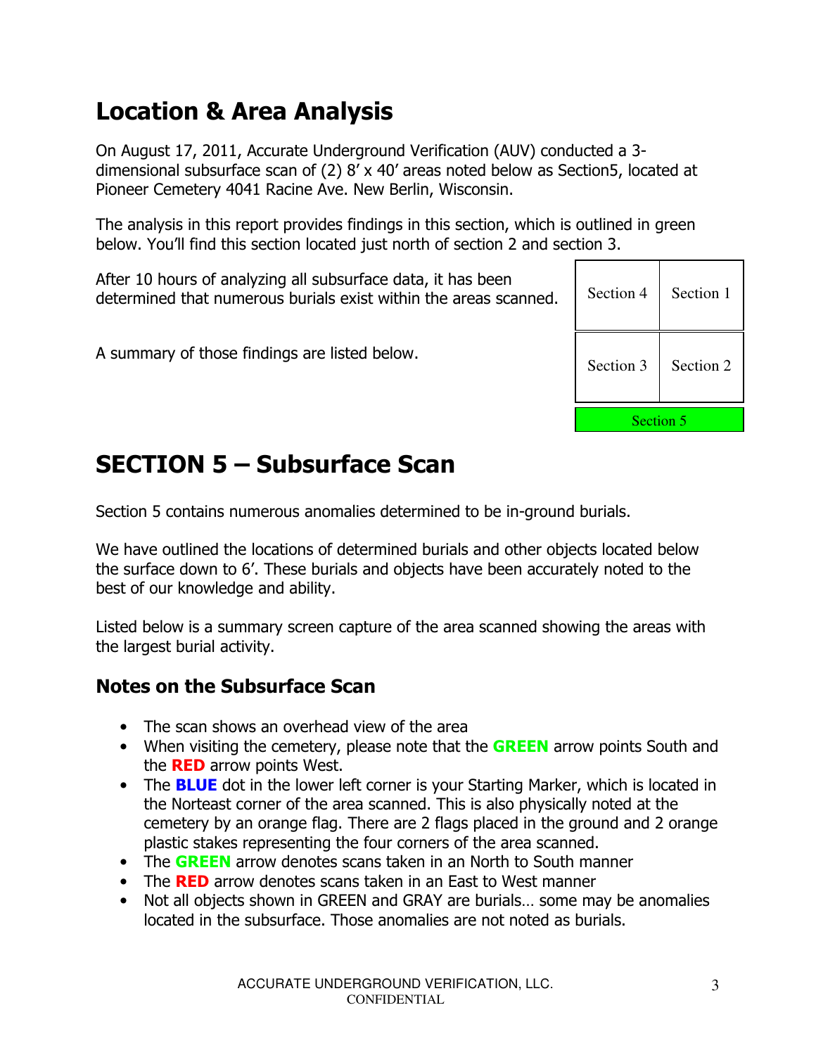# Location & Area Analysis

On August 17, 2011, Accurate Underground Verification (AUV) conducted a 3-dimensional subsurface scan of (2) 8' x 40' areas noted below as Section5, located at Pioneer Cemetery 4041 Racine Ave. New Berlin, Wisconsin.

The analysis in this report provides findings in this section, which is outlined in green below. You'll find this section located just north of section 2 and section 3.

After 10 hours of analyzing all subsurface data, it has been determined that numerous burials exist within the areas scanned.

A summary of those findings are listed below.

| Section 4 | Section 1 |
|---|---|
| Section 3 | Section 2 |
| Section 5 | |

# SECTION 5 – Subsurface Scan

Section 5 contains numerous anomalies determined to be in-ground burials.

We have outlined the locations of determined burials and other objects located below the surface down to 6'. These burials and objects have been accurately noted to the best of our knowledge and ability.

Listed below is a summary screen capture of the area scanned showing the areas with the largest burial activity.

## Notes on the Subsurface Scan

- The scan shows an overhead view of the area
- When visiting the cemetery, please note that the **GREEN** arrow points South and the **RED** arrow points West.
- The **BLUE** dot in the lower left corner is your Starting Marker, which is located in the Noreast corner of the area scanned. This is also physically noted at the cemetery by an orange flag. There are 2 flags placed in the ground and 2 orange plastic stakes representing the four corners of the area scanned.
- The **GREEN** arrow denotes scans taken in an North to South manner
- The **RED** arrow denotes scans taken in an East to West manner
- Not all objects shown in GREEN and GRAY are burials… some may be anomalies located in the subsurface. Those anomalies are not noted as burials.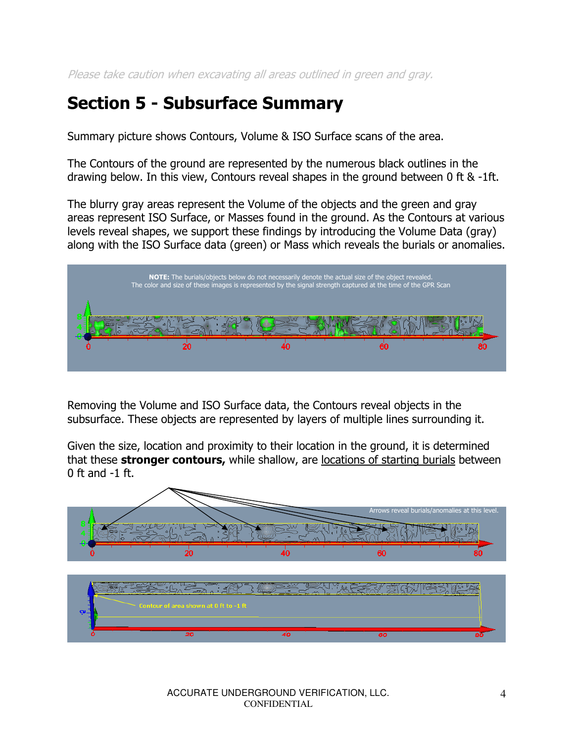*Please take caution when excavating all areas outlined in green and gray.*

# Section 5 - Subsurface Summary

Summary picture shows Contours, Volume & ISO Surface scans of the area.

The Contours of the ground are represented by the numerous black outlines in the drawing below. In this view, Contours reveal shapes in the ground between 0 ft & -1ft.

The blurry gray areas represent the Volume of the objects and the green and gray areas represent ISO Surface, or Masses found in the ground. As the Contours at various levels reveal shapes, we support these findings by introducing the Volume Data (gray) along with the ISO Surface data (green) or Mass which reveals the burials or anomalies.

**NOTE:** The burials/objects below do not necessarily denote the actual size of the object revealed. The color and size of these images is represented by the signal strength captured at the time of the GPR Scan

Removing the Volume and ISO Surface data, the Contours reveal objects in the subsurface. These objects are represented by layers of multiple lines surrounding it.

Given the size, location and proximity to their location in the ground, it is determined that these **stronger contours,** while shallow, are locations of starting burials between 0 ft and -1 ft.

Arrows reveal burials/anomalies at this level.

Contour of area shown at 0 ft to -1 ft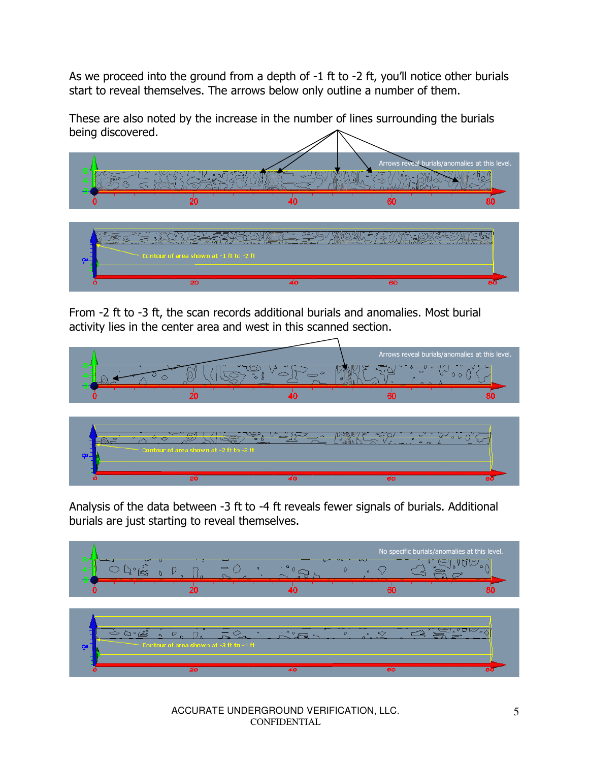As we proceed into the ground from a depth of -1 ft to -2 ft, you'll notice other burials start to reveal themselves. The arrows below only outline a number of them.

These are also noted by the increase in the number of lines surrounding the burials being discovered.

From -2 ft to -3 ft, the scan records additional burials and anomalies. Most burial activity lies in the center area and west in this scanned section.

Analysis of the data between -3 ft to -4 ft reveals fewer signals of burials. Additional burials are just starting to reveal themselves.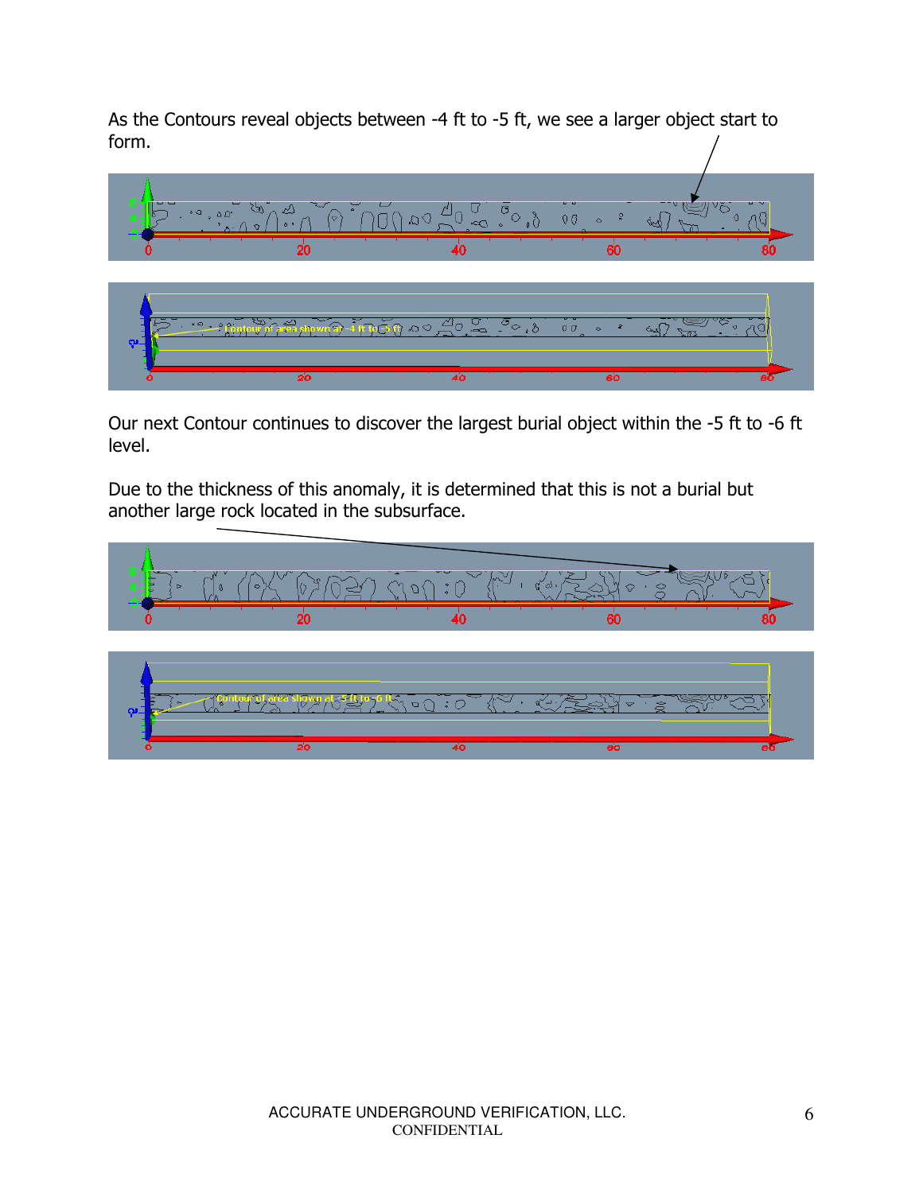As the Contours reveal objects between -4 ft to -5 ft, we see a larger object start to form.

Our next Contour continues to discover the largest burial object within the -5 ft to -6 ft level.

Due to the thickness of this anomaly, it is determined that this is not a burial but another large rock located in the subsurface.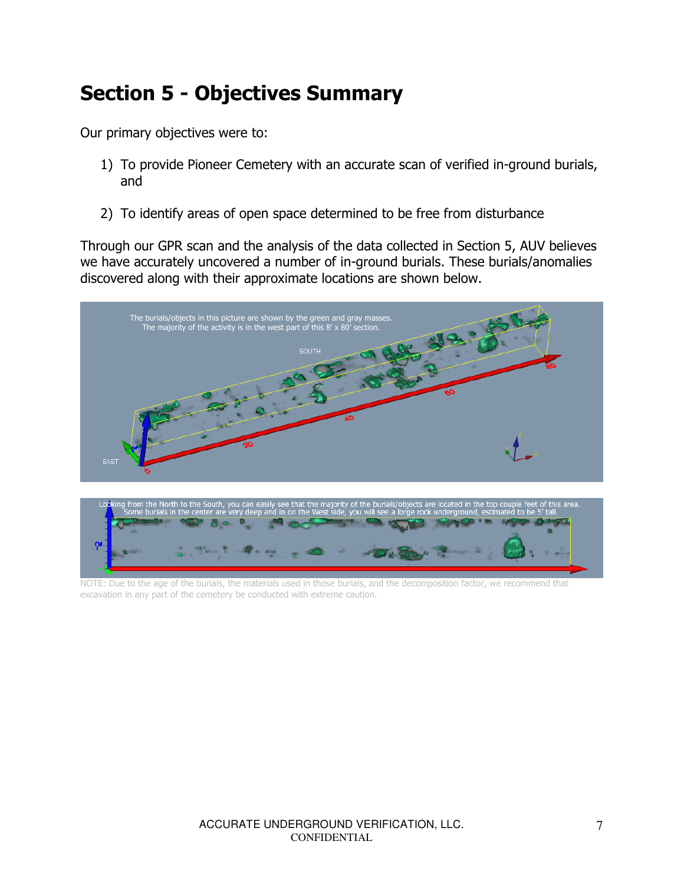# Section 5 - Objectives Summary

Our primary objectives were to:

1) To provide Pioneer Cemetery with an accurate scan of verified in-ground burials, and

2) To identify areas of open space determined to be free from disturbance

Through our GPR scan and the analysis of the data collected in Section 5, AUV believes we have accurately uncovered a number of in-ground burials. These burials/anomalies discovered along with their approximate locations are shown below.

The burials/objects in this picture are shown by the green and gray masses. The majority of the activity is in the west part of this 8' x 80' section.

Looking from the North to the South, you can easily see that the majority of the burials/objects are located in the top couple feet of this area. Some burials in the center are very deep and in on the West side, you will see a large rock underground, estimated to be 5' tall.

NOTE: Due to the age of the burials, the materials used in those burials, and the decomposition factor, we recommend that excavation in any part of the cemetery be conducted with extreme caution.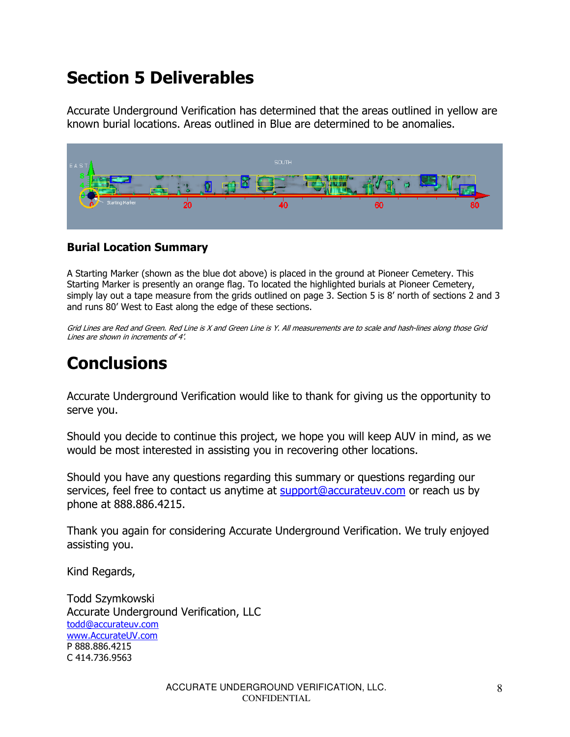# Section 5 Deliverables

Accurate Underground Verification has determined that the areas outlined in yellow are known burial locations. Areas outlined in Blue are determined to be anomalies.

### Burial Location Summary

A Starting Marker (shown as the blue dot above) is placed in the ground at Pioneer Cemetery. This Starting Marker is presently an orange flag. To located the highlighted burials at Pioneer Cemetery, simply lay out a tape measure from the grids outlined on page 3. Section 5 is 8' north of sections 2 and 3 and runs 80' West to East along the edge of these sections.

*Grid Lines are Red and Green. Red Line is X and Green Line is Y. All measurements are to scale and hash-lines along those Grid Lines are shown in increments of 4'.*

# Conclusions

Accurate Underground Verification would like to thank for giving us the opportunity to serve you.

Should you decide to continue this project, we hope you will keep AUV in mind, as we would be most interested in assisting you in recovering other locations.

Should you have any questions regarding this summary or questions regarding our services, feel free to contact us anytime at support@accurateuv.com or reach us by phone at 888.886.4215.

Thank you again for considering Accurate Underground Verification. We truly enjoyed assisting you.

Kind Regards,

Todd Szymkowski
Accurate Underground Verification, LLC
todd@accurateuv.com
www.AccurateUV.com
P 888.886.4215
C 414.736.9563

ACCURATE UNDERGROUND VERIFICATION, LLC.
CONFIDENTIAL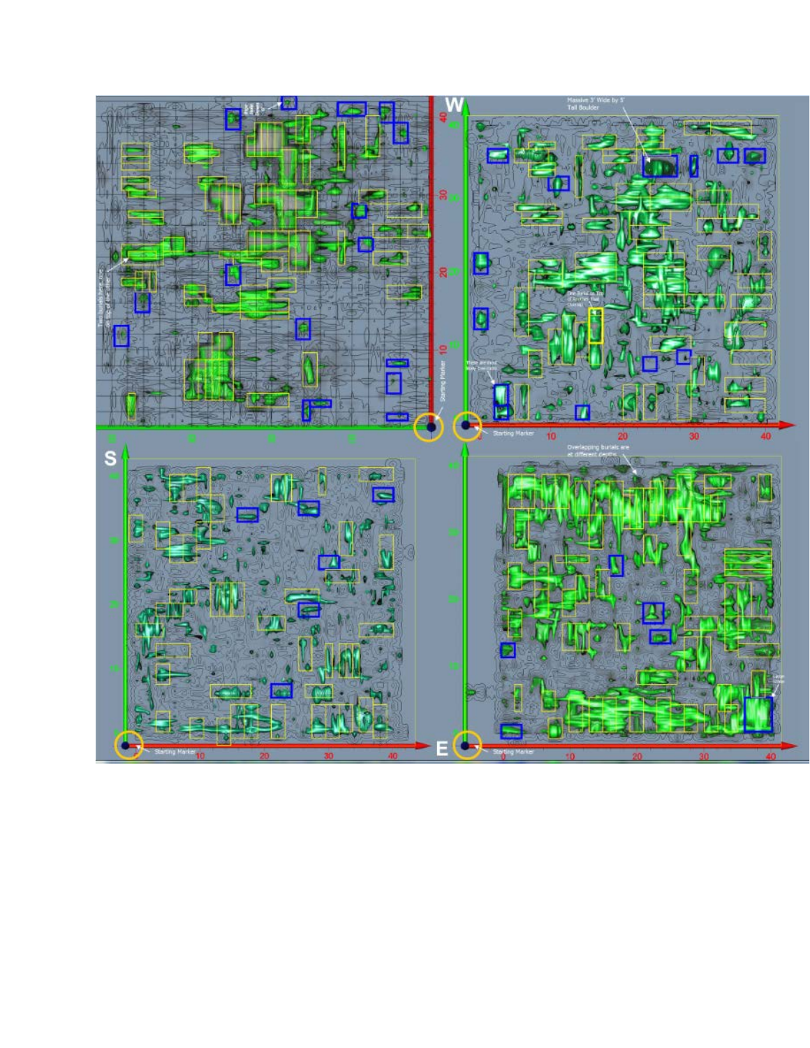W

Massive 3' Wide by 5' Tall Boulder

Starting Marker

10

20

30

40

Starting Marker

S

Starting Marker

10

20

30

40

Overlapping burials are at different depths

E

Starting Marker

0

10

20

30

40